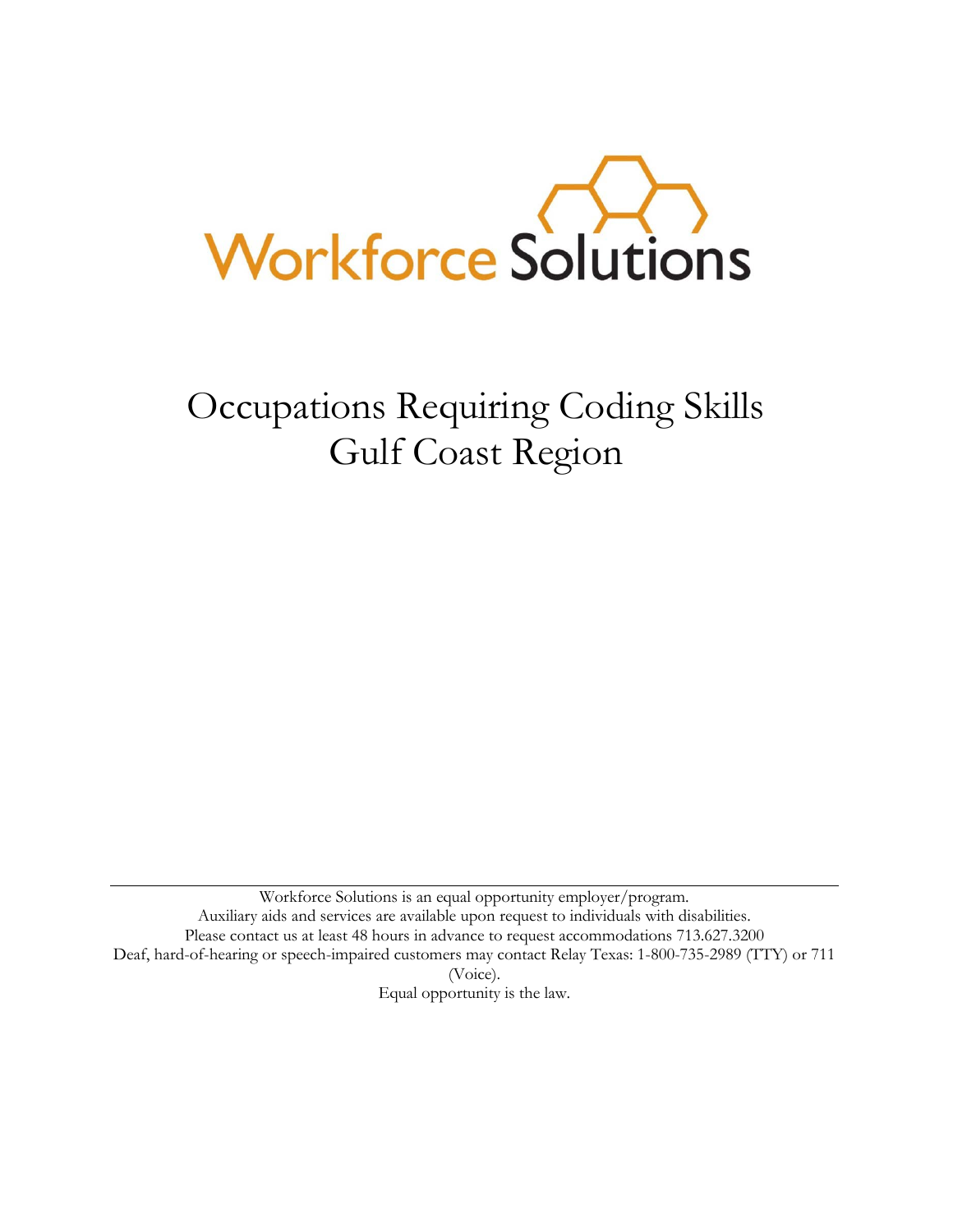Workforce Solutions

# Occupations Requiring Coding Skills
# Gulf Coast Region

---

Workforce Solutions is an equal opportunity employer/program.
Auxiliary aids and services are available upon request to individuals with disabilities.
Please contact us at least 48 hours in advance to request accommodations 713.627.3200
Deaf, hard-of-hearing or speech-impaired customers may contact Relay Texas: 1-800-735-2989 (TTY) or 711 (Voice).
Equal opportunity is the law.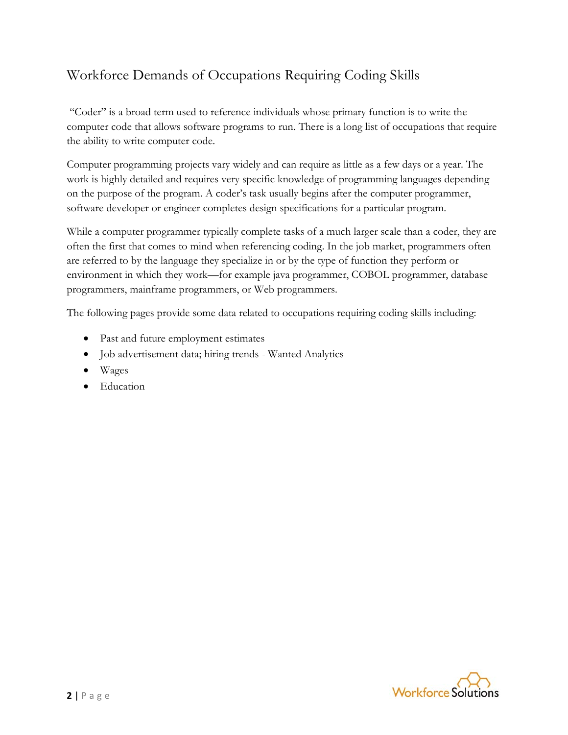# Workforce Demands of Occupations Requiring Coding Skills

"Coder" is a broad term used to reference individuals whose primary function is to write the computer code that allows software programs to run. There is a long list of occupations that require the ability to write computer code.

Computer programming projects vary widely and can require as little as a few days or a year. The work is highly detailed and requires very specific knowledge of programming languages depending on the purpose of the program. A coder's task usually begins after the computer programmer, software developer or engineer completes design specifications for a particular program.

While a computer programmer typically complete tasks of a much larger scale than a coder, they are often the first that comes to mind when referencing coding. In the job market, programmers often are referred to by the language they specialize in or by the type of function they perform or environment in which they work—for example java programmer, COBOL programmer, database programmers, mainframe programmers, or Web programmers.

The following pages provide some data related to occupations requiring coding skills including:

- Past and future employment estimates
- Job advertisement data; hiring trends - Wanted Analytics
- Wages
- Education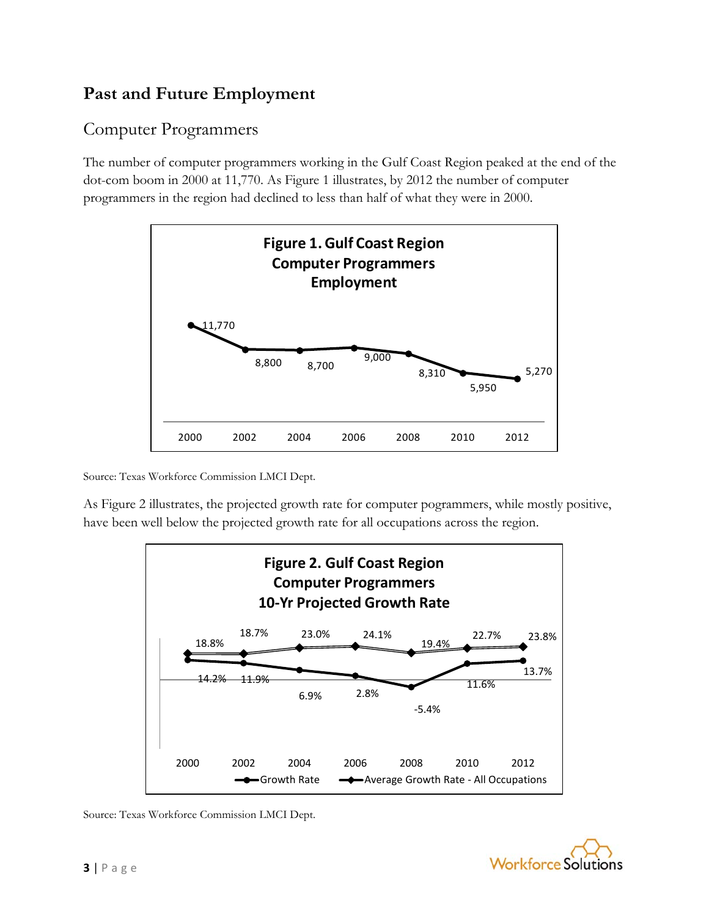## Past and Future Employment

### Computer Programmers

The number of computer programmers working in the Gulf Coast Region peaked at the end of the dot-com boom in 2000 at 11,770. As Figure 1 illustrates, by 2012 the number of computer programmers in the region had declined to less than half of what they were in 2000.

**Figure 1. Gulf Coast Region Computer Programmers Employment**

| Year | Employment |
| --- | --- |
| 2000 | 11,770 |
| 2002 | 8,800 |
| 2004 | 8,700 |
| 2006 | 9,000 |
| 2008 | 8,310 |
| 2010 | 5,950 |
| 2012 | 5,270 |

Source: Texas Workforce Commission LMCI Dept.

As Figure 2 illustrates, the projected growth rate for computer pogrammers, while mostly positive, have been well below the projected growth rate for all occupations across the region.

**Figure 2. Gulf Coast Region Computer Programmers 10-Yr Projected Growth Rate**

| Year | Growth Rate | Average Growth Rate - All Occupations |
| --- | --- | --- |
| 2000 | 14.2% | 18.8% |
| 2002 | 11.9% | 18.7% |
| 2004 | 6.9% | 23.0% |
| 2006 | 2.8% | 24.1% |
| 2008 | -5.4% | 19.4% |
| 2010 | 11.6% | 22.7% |
| 2012 | 13.7% | 23.8% |

Source: Texas Workforce Commission LMCI Dept.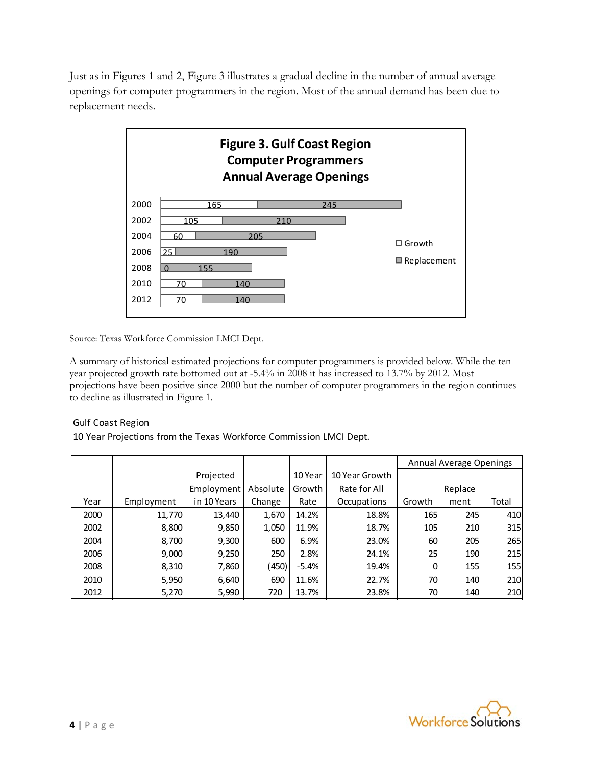Just as in Figures 1 and 2, Figure 3 illustrates a gradual decline in the number of annual average openings for computer programmers in the region. Most of the annual demand has been due to replacement needs.

**Figure 3. Gulf Coast Region Computer Programmers Annual Average Openings**

| Year | Growth | Replacement |
|---|---|---|
| 2000 | 165 | 245 |
| 2002 | 105 | 210 |
| 2004 | 60 | 205 |
| 2006 | 25 | 190 |
| 2008 | 0 | 155 |
| 2010 | 70 | 140 |
| 2012 | 70 | 140 |

Source: Texas Workforce Commission LMCI Dept.

A summary of historical estimated projections for computer programmers is provided below. While the ten year projected growth rate bottomed out at -5.4% in 2008 it has increased to 13.7% by 2012. Most projections have been positive since 2000 but the number of computer programmers in the region continues to decline as illustrated in Figure 1.

Gulf Coast Region

10 Year Projections from the Texas Workforce Commission LMCI Dept.

| | | | | | | Annual Average Openings | | |
|---|---|---|---|---|---|---|---|---|
| Year | Employment | Projected Employment in 10 Years | Absolute Change | 10 Year Growth Rate | 10 Year Growth Rate for All Occupations | Growth | Replacement | Total |
| 2000 | 11,770 | 13,440 | 1,670 | 14.2% | 18.8% | 165 | 245 | 410 |
| 2002 | 8,800 | 9,850 | 1,050 | 11.9% | 18.7% | 105 | 210 | 315 |
| 2004 | 8,700 | 9,300 | 600 | 6.9% | 23.0% | 60 | 205 | 265 |
| 2006 | 9,000 | 9,250 | 250 | 2.8% | 24.1% | 25 | 190 | 215 |
| 2008 | 8,310 | 7,860 | (450) | -5.4% | 19.4% | 0 | 155 | 155 |
| 2010 | 5,950 | 6,640 | 690 | 11.6% | 22.7% | 70 | 140 | 210 |
| 2012 | 5,270 | 5,990 | 720 | 13.7% | 23.8% | 70 | 140 | 210 |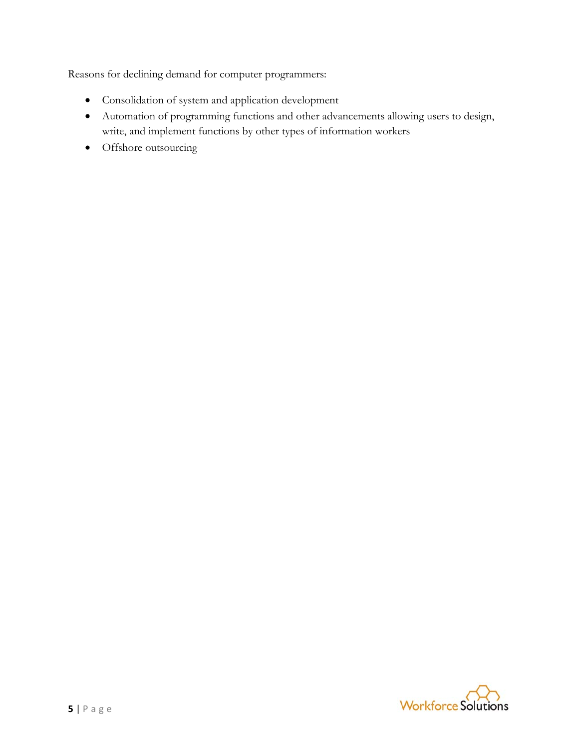Reasons for declining demand for computer programmers:

- Consolidation of system and application development
- Automation of programming functions and other advancements allowing users to design, write, and implement functions by other types of information workers
- Offshore outsourcing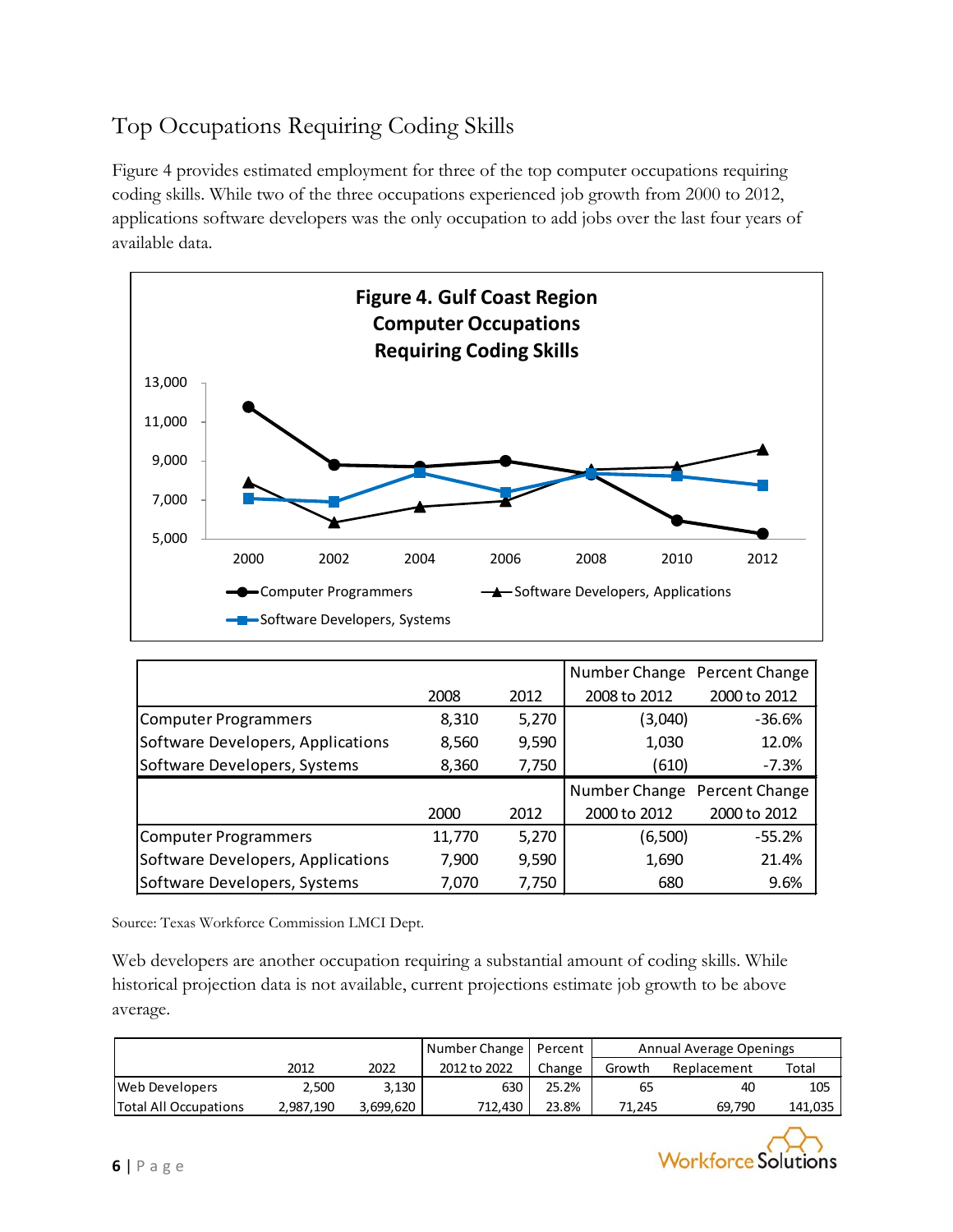## Top Occupations Requiring Coding Skills

Figure 4 provides estimated employment for three of the top computer occupations requiring coding skills. While two of the three occupations experienced job growth from 2000 to 2012, applications software developers was the only occupation to add jobs over the last four years of available data.

**Figure 4. Gulf Coast Region Computer Occupations Requiring Coding Skills**

| | 2008 | 2012 | Number Change 2008 to 2012 | Percent Change 2000 to 2012 |
|---|---|---|---|---|
| Computer Programmers | 8,310 | 5,270 | (3,040) | -36.6% |
| Software Developers, Applications | 8,560 | 9,590 | 1,030 | 12.0% |
| Software Developers, Systems | 8,360 | 7,750 | (610) | -7.3% |
| | **2000** | **2012** | **Number Change 2000 to 2012** | **Percent Change 2000 to 2012** |
| Computer Programmers | 11,770 | 5,270 | (6,500) | -55.2% |
| Software Developers, Applications | 7,900 | 9,590 | 1,690 | 21.4% |
| Software Developers, Systems | 7,070 | 7,750 | 680 | 9.6% |

Source: Texas Workforce Commission LMCI Dept.

Web developers are another occupation requiring a substantial amount of coding skills. While historical projection data is not available, current projections estimate job growth to be above average.

| | 2012 | 2022 | Number Change 2012 to 2022 | Percent Change | Annual Average Openings | | |
|---|---|---|---|---|---|---|---|
| | | | | | Growth | Replacement | Total |
| Web Developers | 2,500 | 3,130 | 630 | 25.2% | 65 | 40 | 105 |
| Total All Occupations | 2,987,190 | 3,699,620 | 712,430 | 23.8% | 71,245 | 69,790 | 141,035 |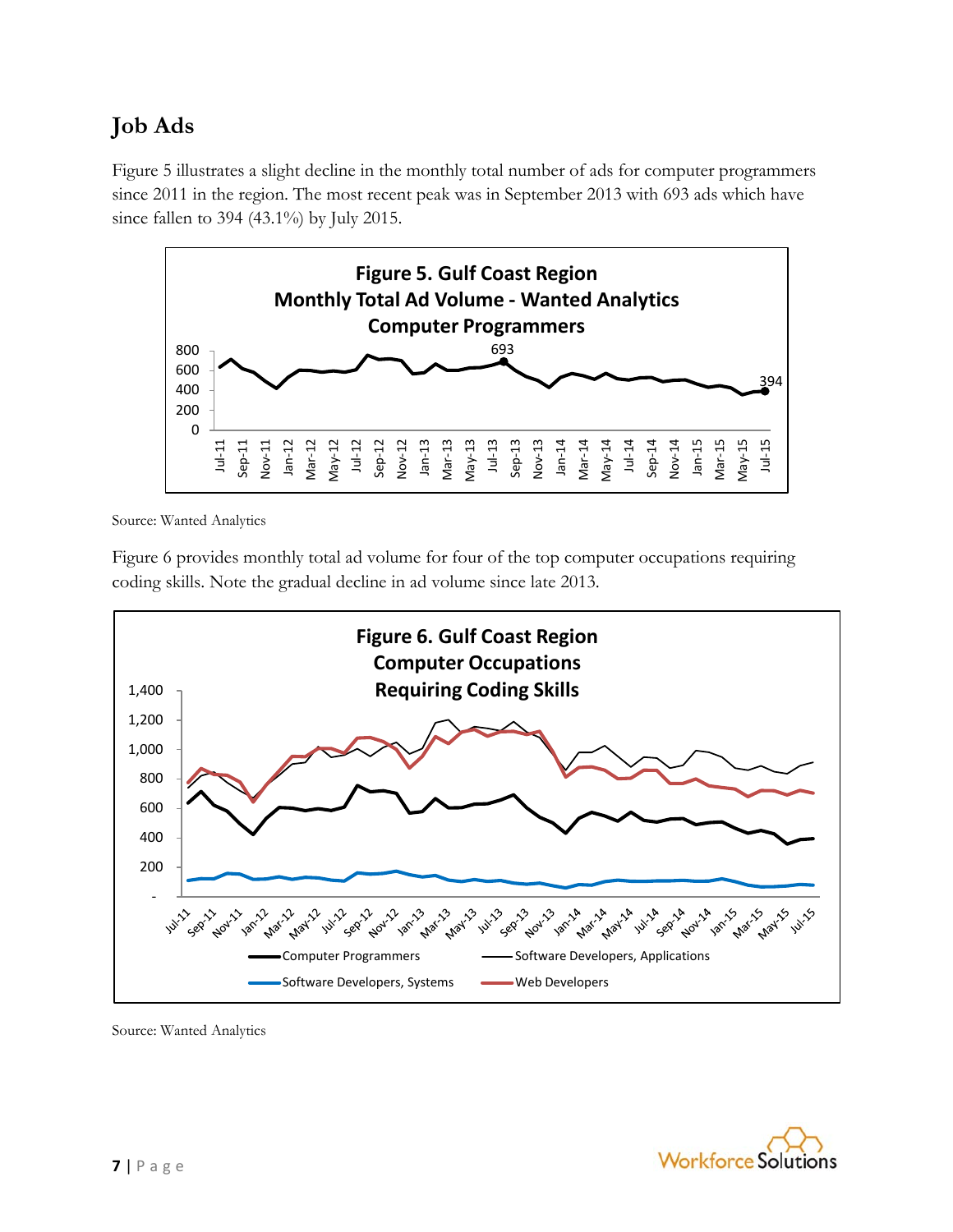## Job Ads

Figure 5 illustrates a slight decline in the monthly total number of ads for computer programmers since 2011 in the region. The most recent peak was in September 2013 with 693 ads which have since fallen to 394 (43.1%) by July 2015.

**Figure 5. Gulf Coast Region**
**Monthly Total Ad Volume - Wanted Analytics**
**Computer Programmers**

Source: Wanted Analytics

Figure 6 provides monthly total ad volume for four of the top computer occupations requiring coding skills. Note the gradual decline in ad volume since late 2013.

**Figure 6. Gulf Coast Region**
**Computer Occupations**
**Requiring Coding Skills**

Source: Wanted Analytics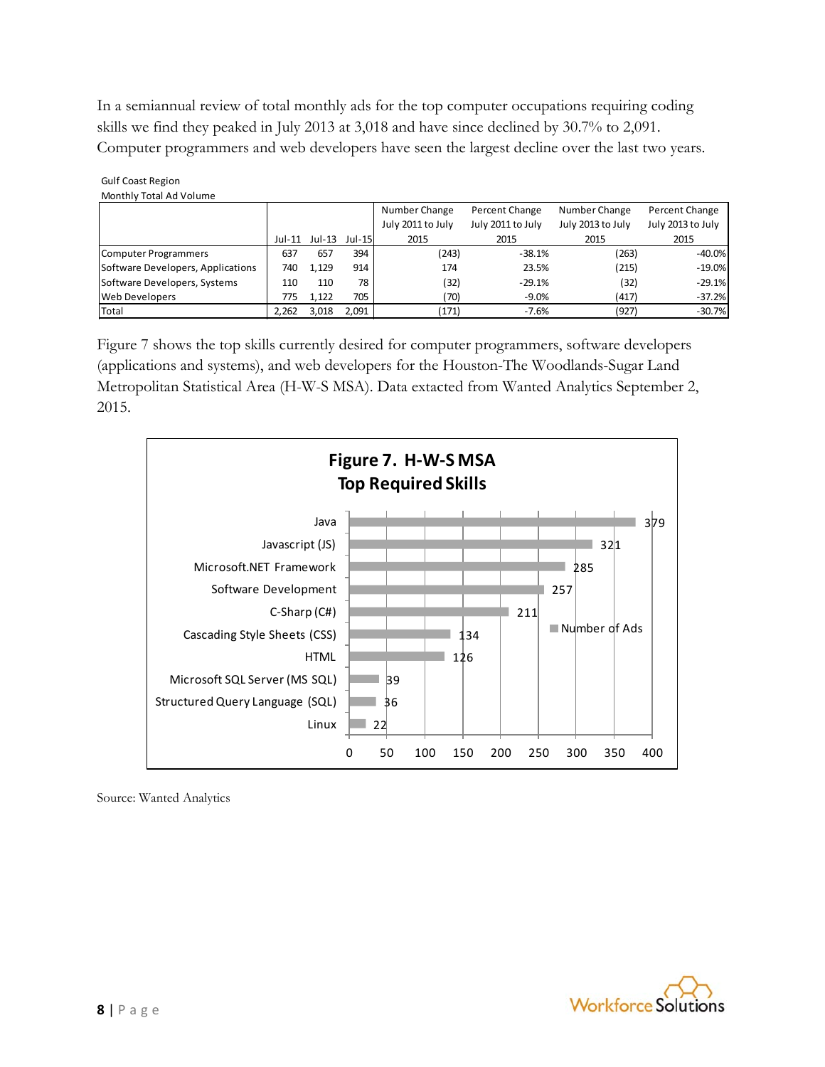In a semiannual review of total monthly ads for the top computer occupations requiring coding skills we find they peaked in July 2013 at 3,018 and have since declined by 30.7% to 2,091. Computer programmers and web developers have seen the largest decline over the last two years.

Gulf Coast Region
Monthly Total Ad Volume

| | Jul-11 | Jul-13 | Jul-15 | Number Change July 2011 to July 2015 | Percent Change July 2011 to July 2015 | Number Change July 2013 to July 2015 | Percent Change July 2013 to July 2015 |
|---|---|---|---|---|---|---|---|
| Computer Programmers | 637 | 657 | 394 | (243) | -38.1% | (263) | -40.0% |
| Software Developers, Applications | 740 | 1,129 | 914 | 174 | 23.5% | (215) | -19.0% |
| Software Developers, Systems | 110 | 110 | 78 | (32) | -29.1% | (32) | -29.1% |
| Web Developers | 775 | 1,122 | 705 | (70) | -9.0% | (417) | -37.2% |
| Total | 2,262 | 3,018 | 2,091 | (171) | -7.6% | (927) | -30.7% |

Figure 7 shows the top skills currently desired for computer programmers, software developers (applications and systems), and web developers for the Houston-The Woodlands-Sugar Land Metropolitan Statistical Area (H-W-S MSA). Data extacted from Wanted Analytics September 2, 2015.

**Figure 7. H-W-S MSA**
**Top Required Skills**

| Skill | Number of Ads |
|---|---|
| Java | 379 |
| Javascript (JS) | 321 |
| Microsoft.NET Framework | 285 |
| Software Development | 257 |
| C-Sharp (C#) | 211 |
| Cascading Style Sheets (CSS) | 134 |
| HTML | 126 |
| Microsoft SQL Server (MS SQL) | 39 |
| Structured Query Language (SQL) | 36 |
| Linux | 22 |

Source: Wanted Analytics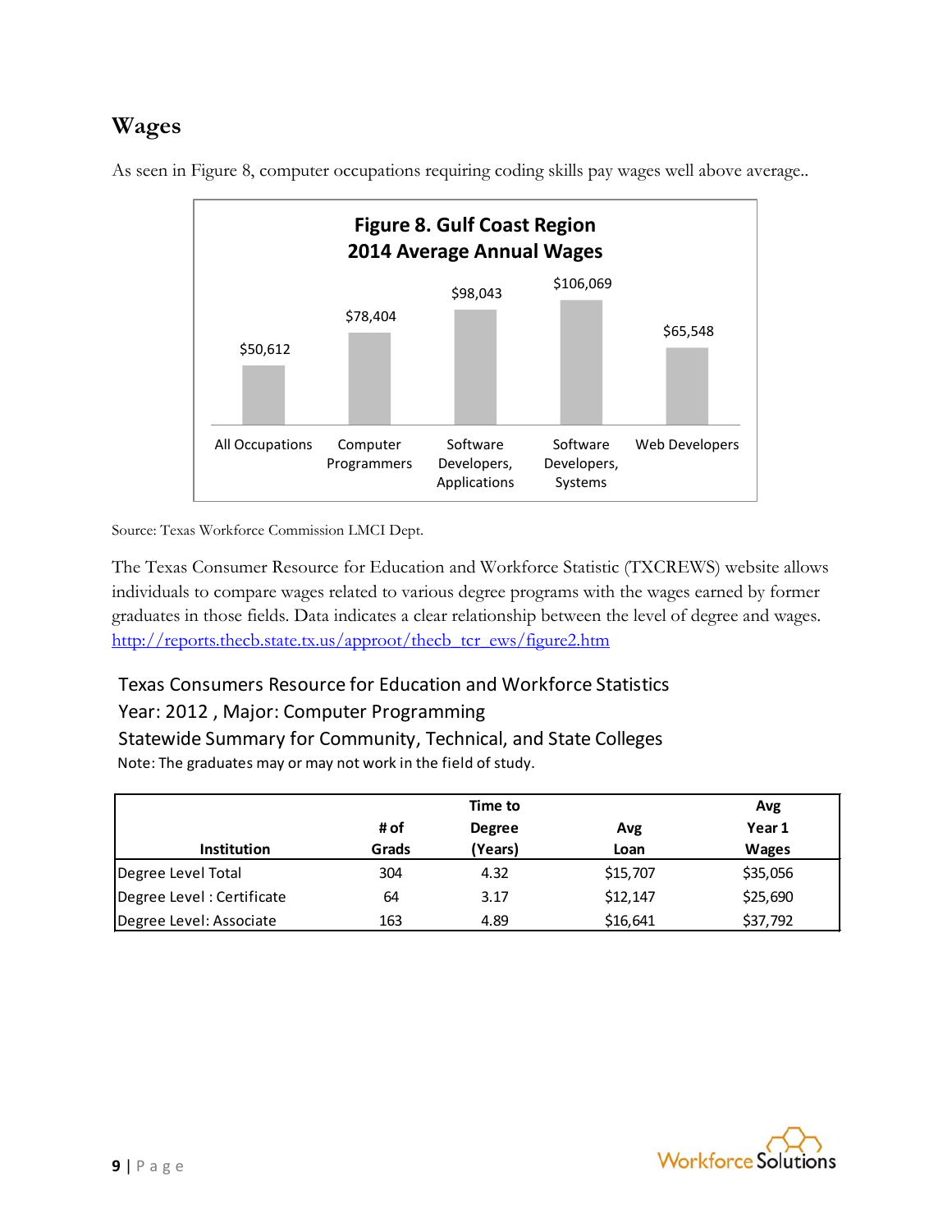## Wages

As seen in Figure 8, computer occupations requiring coding skills pay wages well above average..

**Figure 8. Gulf Coast Region 2014 Average Annual Wages**

| Occupation | Average Annual Wage |
|---|---|
| All Occupations | $50,612 |
| Computer Programmers | $78,404 |
| Software Developers, Applications | $98,043 |
| Software Developers, Systems | $106,069 |
| Web Developers | $65,548 |

Source: Texas Workforce Commission LMCI Dept.

The Texas Consumer Resource for Education and Workforce Statistic (TXCREWS) website allows individuals to compare wages related to various degree programs with the wages earned by former graduates in those fields. Data indicates a clear relationship between the level of degree and wages. http://reports.thecb.state.tx.us/approot/thecb_tcr_ews/figure2.htm

Texas Consumers Resource for Education and Workforce Statistics
Year: 2012 , Major: Computer Programming
Statewide Summary for Community, Technical, and State Colleges
Note: The graduates may or may not work in the field of study.

| Institution | # of Grads | Time to Degree (Years) | Avg Loan | Avg Year 1 Wages |
|---|---|---|---|---|
| Degree Level Total | 304 | 4.32 | $15,707 | $35,056 |
| Degree Level : Certificate | 64 | 3.17 | $12,147 | $25,690 |
| Degree Level: Associate | 163 | 4.89 | $16,641 | $37,792 |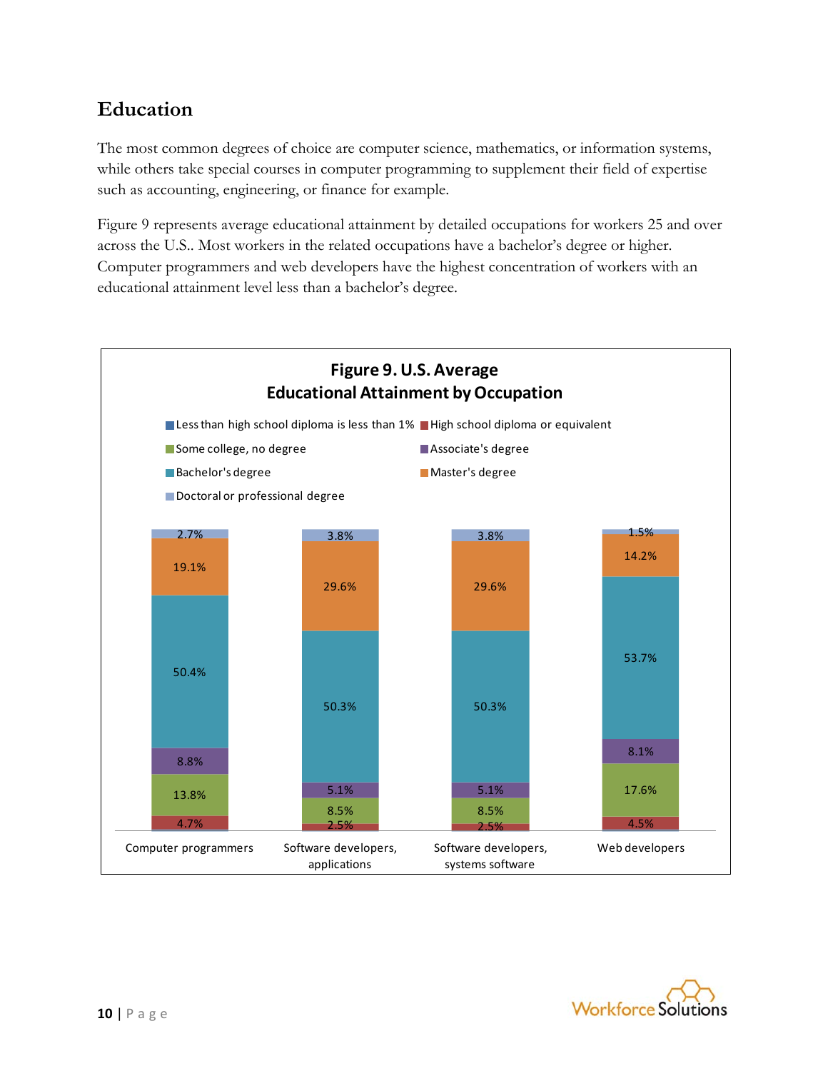## Education

The most common degrees of choice are computer science, mathematics, or information systems, while others take special courses in computer programming to supplement their field of expertise such as accounting, engineering, or finance for example.

Figure 9 represents average educational attainment by detailed occupations for workers 25 and over across the U.S.. Most workers in the related occupations have a bachelor's degree or higher. Computer programmers and web developers have the highest concentration of workers with an educational attainment level less than a bachelor's degree.

**Figure 9. U.S. Average Educational Attainment by Occupation**

| | Computer programmers | Software developers, applications | Software developers, systems software | Web developers |
|---|---|---|---|---|
| Less than high school diploma is less than 1% | | | | |
| High school diploma or equivalent | 4.7% | 2.5% | 2.5% | 4.5% |
| Some college, no degree | 13.8% | 8.5% | 8.5% | 17.6% |
| Associate's degree | 8.8% | 5.1% | 5.1% | 8.1% |
| Bachelor's degree | 50.4% | 50.3% | 50.3% | 53.7% |
| Master's degree | 19.1% | 29.6% | 29.6% | 14.2% |
| Doctoral or professional degree | 2.7% | 3.8% | 3.8% | 1.5% |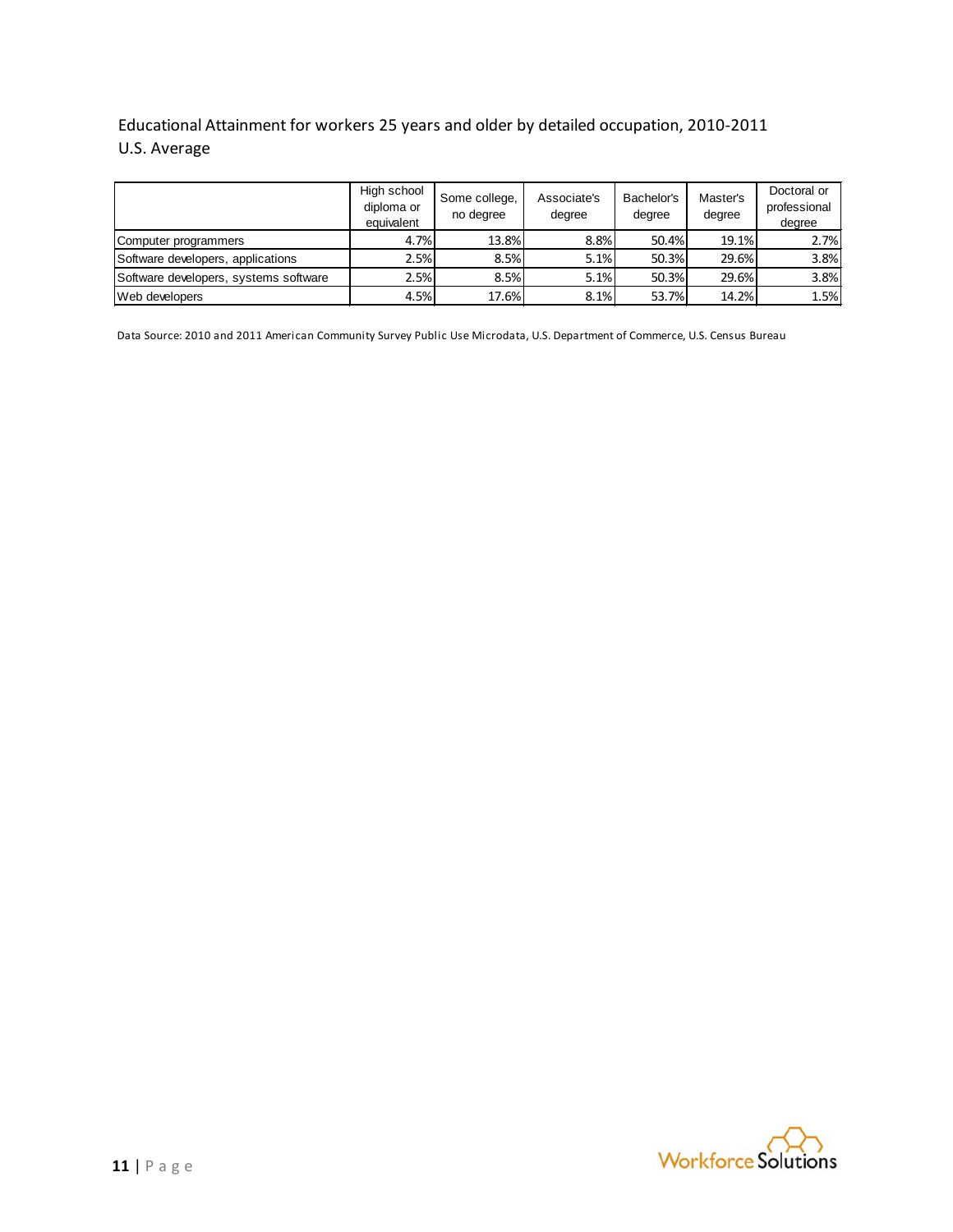Educational Attainment for workers 25 years and older by detailed occupation, 2010-2011
U.S. Average

| | High school diploma or equivalent | Some college, no degree | Associate's degree | Bachelor's degree | Master's degree | Doctoral or professional degree |
|---|---|---|---|---|---|---|
| Computer programmers | 4.7% | 13.8% | 8.8% | 50.4% | 19.1% | 2.7% |
| Software developers, applications | 2.5% | 8.5% | 5.1% | 50.3% | 29.6% | 3.8% |
| Software developers, systems software | 2.5% | 8.5% | 5.1% | 50.3% | 29.6% | 3.8% |
| Web developers | 4.5% | 17.6% | 8.1% | 53.7% | 14.2% | 1.5% |

Data Source: 2010 and 2011 American Community Survey Public Use Microdata, U.S. Department of Commerce, U.S. Census Bureau